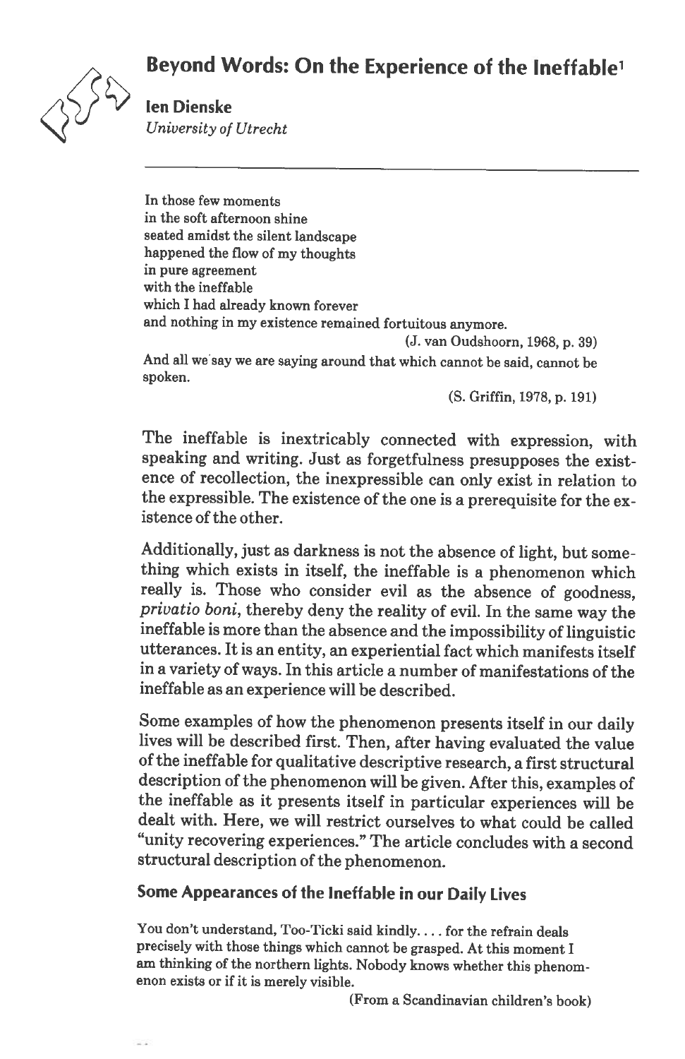# Beyond Words: On the Experience of the Ineffable[1]

**Ien Dienske**
*University of Utrecht*

---

In those few moments
in the soft afternoon shine
seated amidst the silent landscape
happened the flow of my thoughts
in pure agreement
with the ineffable
which I had already known forever
and nothing in my existence remained fortuitous anymore.

(J. van Oudshoorn, 1968, p. 39)

And all we say we are saying around that which cannot be said, cannot be spoken.

(S. Griffin, 1978, p. 191)

The ineffable is inextricably connected with expression, with speaking and writing. Just as forgetfulness presupposes the existence of recollection, the inexpressible can only exist in relation to the expressible. The existence of the one is a prerequisite for the existence of the other.

Additionally, just as darkness is not the absence of light, but something which exists in itself, the ineffable is a phenomenon which really is. Those who consider evil as the absence of goodness, *privatio boni*, thereby deny the reality of evil. In the same way the ineffable is more than the absence and the impossibility of linguistic utterances. It is an entity, an experiential fact which manifests itself in a variety of ways. In this article a number of manifestations of the ineffable as an experience will be described.

Some examples of how the phenomenon presents itself in our daily lives will be described first. Then, after having evaluated the value of the ineffable for qualitative descriptive research, a first structural description of the phenomenon will be given. After this, examples of the ineffable as it presents itself in particular experiences will be dealt with. Here, we will restrict ourselves to what could be called "unity recovering experiences." The article concludes with a second structural description of the phenomenon.

## Some Appearances of the Ineffable in our Daily Lives

You don't understand, Too-Ticki said kindly. . . . for the refrain deals precisely with those things which cannot be grasped. At this moment I am thinking of the northern lights. Nobody knows whether this phenomenon exists or if it is merely visible.

(From a Scandinavian children's book)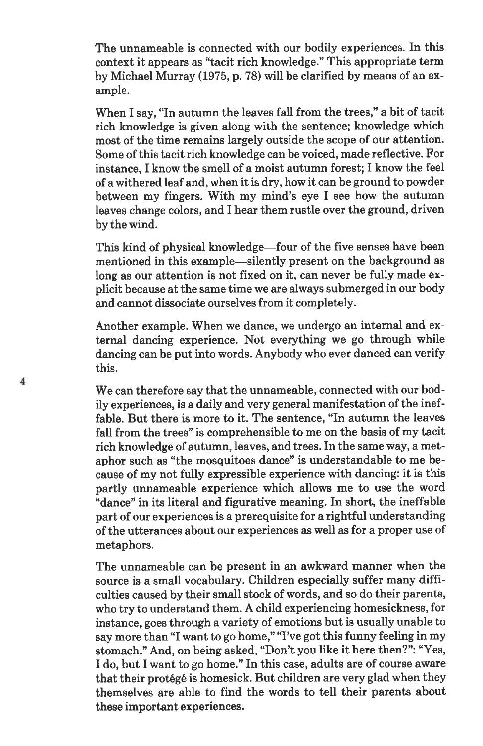The unnameable is connected with our bodily experiences. In this context it appears as "tacit rich knowledge." This appropriate term by Michael Murray (1975, p. 78) will be clarified by means of an example.

When I say, "In autumn the leaves fall from the trees," a bit of tacit rich knowledge is given along with the sentence; knowledge which most of the time remains largely outside the scope of our attention. Some of this tacit rich knowledge can be voiced, made reflective. For instance, I know the smell of a moist autumn forest; I know the feel of a withered leaf and, when it is dry, how it can be ground to powder between my fingers. With my mind's eye I see how the autumn leaves change colors, and I hear them rustle over the ground, driven by the wind.

This kind of physical knowledge—four of the five senses have been mentioned in this example—silently present on the background as long as our attention is not fixed on it, can never be fully made explicit because at the same time we are always submerged in our body and cannot dissociate ourselves from it completely.

Another example. When we dance, we undergo an internal and external dancing experience. Not everything we go through while dancing can be put into words. Anybody who ever danced can verify this.

We can therefore say that the unnameable, connected with our bodily experiences, is a daily and very general manifestation of the ineffable. But there is more to it. The sentence, "In autumn the leaves fall from the trees" is comprehensible to me on the basis of my tacit rich knowledge of autumn, leaves, and trees. In the same way, a metaphor such as "the mosquitoes dance" is understandable to me because of my not fully expressible experience with dancing: it is this partly unnameable experience which allows me to use the word "dance" in its literal and figurative meaning. In short, the ineffable part of our experiences is a prerequisite for a rightful understanding of the utterances about our experiences as well as for a proper use of metaphors.

The unnameable can be present in an awkward manner when the source is a small vocabulary. Children especially suffer many difficulties caused by their small stock of words, and so do their parents, who try to understand them. A child experiencing homesickness, for instance, goes through a variety of emotions but is usually unable to say more than "I want to go home," "I've got this funny feeling in my stomach." And, on being asked, "Don't you like it here then?": "Yes, I do, but I want to go home." In this case, adults are of course aware that their protégé is homesick. But children are very glad when they themselves are able to find the words to tell their parents about these important experiences.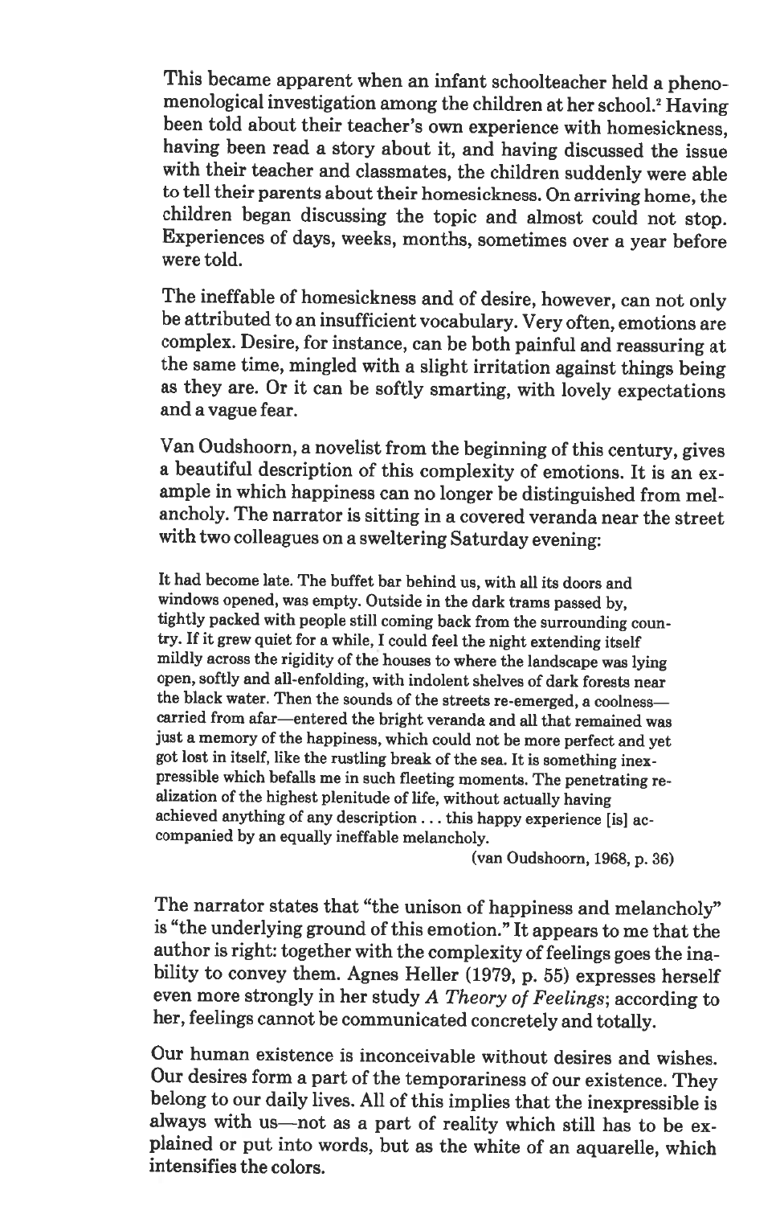This became apparent when an infant schoolteacher held a phenomenological investigation among the children at her school.[2] Having been told about their teacher's own experience with homesickness, having been read a story about it, and having discussed the issue with their teacher and classmates, the children suddenly were able to tell their parents about their homesickness. On arriving home, the children began discussing the topic and almost could not stop. Experiences of days, weeks, months, sometimes over a year before were told.

The ineffable of homesickness and of desire, however, can not only be attributed to an insufficient vocabulary. Very often, emotions are complex. Desire, for instance, can be both painful and reassuring at the same time, mingled with a slight irritation against things being as they are. Or it can be softly smarting, with lovely expectations and a vague fear.

Van Oudshoorn, a novelist from the beginning of this century, gives a beautiful description of this complexity of emotions. It is an example in which happiness can no longer be distinguished from melancholy. The narrator is sitting in a covered veranda near the street with two colleagues on a sweltering Saturday evening:

> It had become late. The buffet bar behind us, with all its doors and windows opened, was empty. Outside in the dark trams passed by, tightly packed with people still coming back from the surrounding country. If it grew quiet for a while, I could feel the night extending itself mildly across the rigidity of the houses to where the landscape was lying open, softly and all-enfolding, with indolent shelves of dark forests near the black water. Then the sounds of the streets re-emerged, a coolness—carried from afar—entered the bright veranda and all that remained was just a memory of the happiness, which could not be more perfect and yet got lost in itself, like the rustling break of the sea. It is something inexpressible which befalls me in such fleeting moments. The penetrating realization of the highest plenitude of life, without actually having achieved anything of any description . . . this happy experience [is] accompanied by an equally ineffable melancholy.
>
> (van Oudshoorn, 1968, p. 36)

The narrator states that "the unison of happiness and melancholy" is "the underlying ground of this emotion." It appears to me that the author is right: together with the complexity of feelings goes the inability to convey them. Agnes Heller (1979, p. 55) expresses herself even more strongly in her study *A Theory of Feelings*; according to her, feelings cannot be communicated concretely and totally.

Our human existence is inconceivable without desires and wishes. Our desires form a part of the temporariness of our existence. They belong to our daily lives. All of this implies that the inexpressible is always with us—not as a part of reality which still has to be explained or put into words, but as the white of an aquarelle, which intensifies the colors.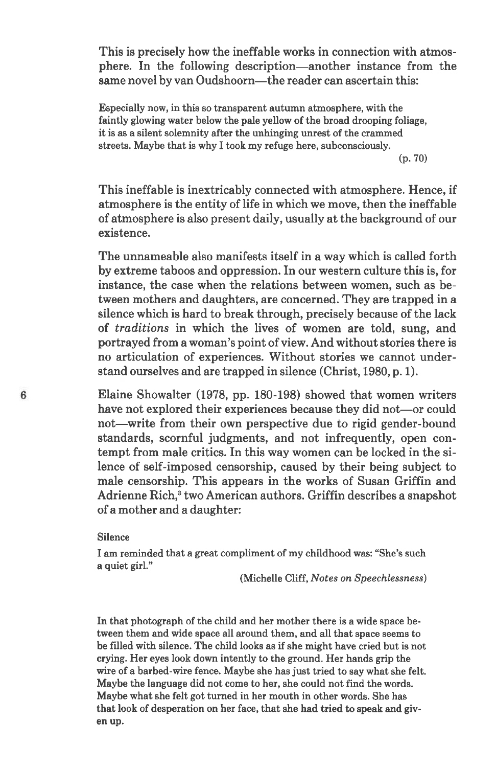This is precisely how the ineffable works in connection with atmosphere. In the following description—another instance from the same novel by van Oudshoorn—the reader can ascertain this:

> Especially now, in this so transparent autumn atmosphere, with the faintly glowing water below the pale yellow of the broad drooping foliage, it is as a silent solemnity after the unhinging unrest of the crammed streets. Maybe that is why I took my refuge here, subconsciously.
>
> (p. 70)

This ineffable is inextricably connected with atmosphere. Hence, if atmosphere is the entity of life in which we move, then the ineffable of atmosphere is also present daily, usually at the background of our existence.

The unnameable also manifests itself in a way which is called forth by extreme taboos and oppression. In our western culture this is, for instance, the case when the relations between women, such as between mothers and daughters, are concerned. They are trapped in a silence which is hard to break through, precisely because of the lack of *traditions* in which the lives of women are told, sung, and portrayed from a woman's point of view. And without stories there is no articulation of experiences. Without stories we cannot understand ourselves and are trapped in silence (Christ, 1980, p. 1).

Elaine Showalter (1978, pp. 180-198) showed that women writers have not explored their experiences because they did not—or could not—write from their own perspective due to rigid gender-bound standards, scornful judgments, and not infrequently, open contempt from male critics. In this way women can be locked in the silence of self-imposed censorship, caused by their being subject to male censorship. This appears in the works of Susan Griffin and Adrienne Rich,[3] two American authors. Griffin describes a snapshot of a mother and a daughter:

> Silence
>
> I am reminded that a great compliment of my childhood was: "She's such a quiet girl."
>
> (Michelle Cliff, *Notes on Speechlessness*)
>
> In that photograph of the child and her mother there is a wide space between them and wide space all around them, and all that space seems to be filled with silence. The child looks as if she might have cried but is not crying. Her eyes look down intently to the ground. Her hands grip the wire of a barbed-wire fence. Maybe she has just tried to say what she felt. Maybe the language did not come to her, she could not find the words. Maybe what she felt got turned in her mouth in other words. She has that look of desperation on her face, that she had tried to speak and given up.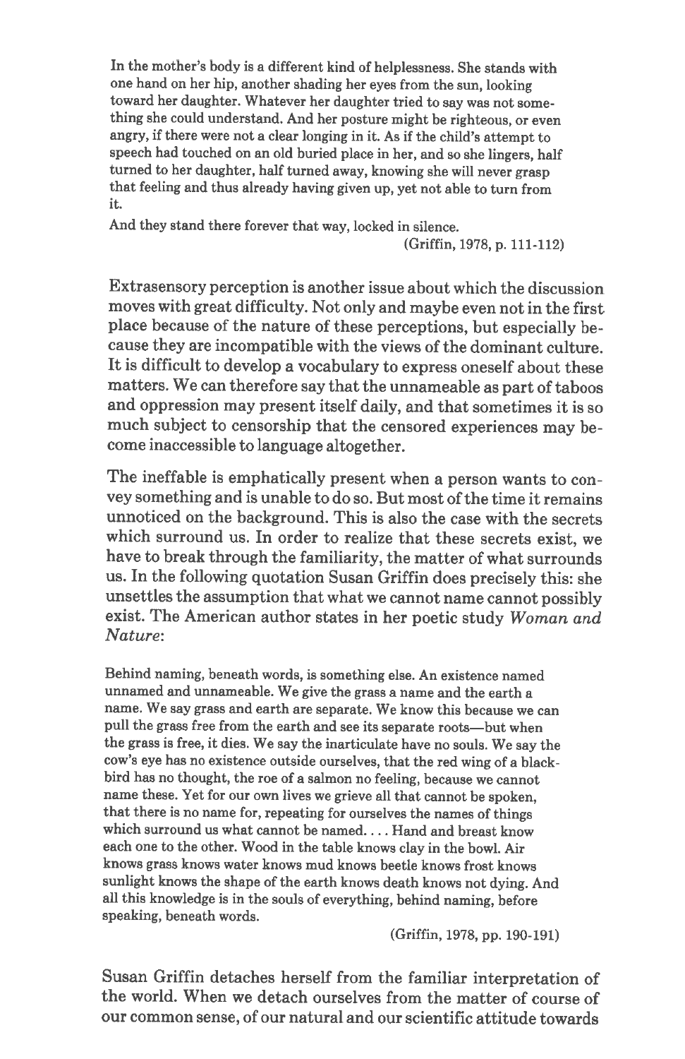> In the mother's body is a different kind of helplessness. She stands with one hand on her hip, another shading her eyes from the sun, looking toward her daughter. Whatever her daughter tried to say was not something she could understand. And her posture might be righteous, or even angry, if there were not a clear longing in it. As if the child's attempt to speech had touched on an old buried place in her, and so she lingers, half turned to her daughter, half turned away, knowing she will never grasp that feeling and thus already having given up, yet not able to turn from it.
>
> And they stand there forever that way, locked in silence.
>
> (Griffin, 1978, p. 111-112)

Extrasensory perception is another issue about which the discussion moves with great difficulty. Not only and maybe even not in the first place because of the nature of these perceptions, but especially because they are incompatible with the views of the dominant culture. It is difficult to develop a vocabulary to express oneself about these matters. We can therefore say that the unnameable as part of taboos and oppression may present itself daily, and that sometimes it is so much subject to censorship that the censored experiences may become inaccessible to language altogether.

The ineffable is emphatically present when a person wants to convey something and is unable to do so. But most of the time it remains unnoticed on the background. This is also the case with the secrets which surround us. In order to realize that these secrets exist, we have to break through the familiarity, the matter of what surrounds us. In the following quotation Susan Griffin does precisely this: she unsettles the assumption that what we cannot name cannot possibly exist. The American author states in her poetic study *Woman and Nature*:

> Behind naming, beneath words, is something else. An existence named unnamed and unnameable. We give the grass a name and the earth a name. We say grass and earth are separate. We know this because we can pull the grass free from the earth and see its separate roots—but when the grass is free, it dies. We say the inarticulate have no souls. We say the cow's eye has no existence outside ourselves, that the red wing of a blackbird has no thought, the roe of a salmon no feeling, because we cannot name these. Yet for our own lives we grieve all that cannot be spoken, that there is no name for, repeating for ourselves the names of things which surround us what cannot be named. . . . Hand and breast know each one to the other. Wood in the table knows clay in the bowl. Air knows grass knows water knows mud knows beetle knows frost knows sunlight knows the shape of the earth knows death knows not dying. And all this knowledge is in the souls of everything, behind naming, before speaking, beneath words.
>
> (Griffin, 1978, pp. 190-191)

Susan Griffin detaches herself from the familiar interpretation of the world. When we detach ourselves from the matter of course of our common sense, of our natural and our scientific attitude towards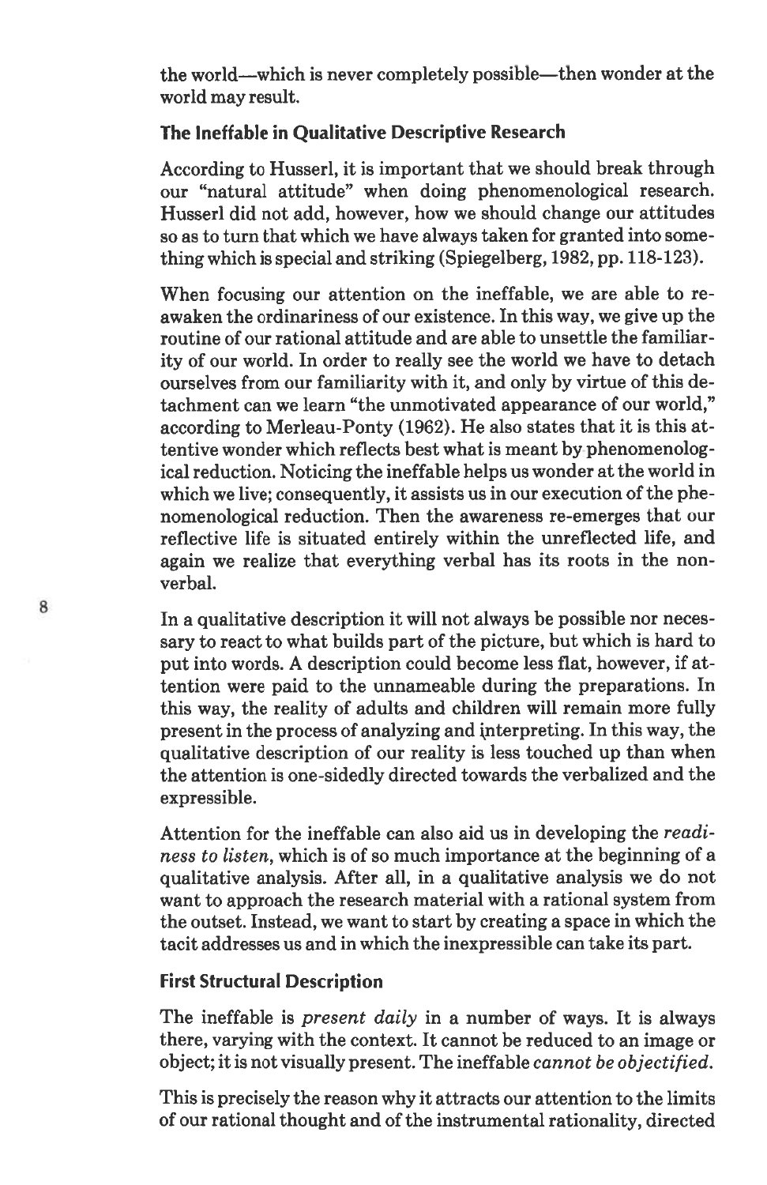the world—which is never completely possible—then wonder at the world may result.

## The Ineffable in Qualitative Descriptive Research

According to Husserl, it is important that we should break through our "natural attitude" when doing phenomenological research. Husserl did not add, however, how we should change our attitudes so as to turn that which we have always taken for granted into something which is special and striking (Spiegelberg, 1982, pp. 118-123).

When focusing our attention on the ineffable, we are able to reawaken the ordinariness of our existence. In this way, we give up the routine of our rational attitude and are able to unsettle the familiarity of our world. In order to really see the world we have to detach ourselves from our familiarity with it, and only by virtue of this detachment can we learn "the unmotivated appearance of our world," according to Merleau-Ponty (1962). He also states that it is this attentive wonder which reflects best what is meant by phenomenological reduction. Noticing the ineffable helps us wonder at the world in which we live; consequently, it assists us in our execution of the phenomenological reduction. Then the awareness re-emerges that our reflective life is situated entirely within the unreflected life, and again we realize that everything verbal has its roots in the nonverbal.

In a qualitative description it will not always be possible nor necessary to react to what builds part of the picture, but which is hard to put into words. A description could become less flat, however, if attention were paid to the unnameable during the preparations. In this way, the reality of adults and children will remain more fully present in the process of analyzing and interpreting. In this way, the qualitative description of our reality is less touched up than when the attention is one-sidedly directed towards the verbalized and the expressible.

Attention for the ineffable can also aid us in developing the *readiness to listen*, which is of so much importance at the beginning of a qualitative analysis. After all, in a qualitative analysis we do not want to approach the research material with a rational system from the outset. Instead, we want to start by creating a space in which the tacit addresses us and in which the inexpressible can take its part.

## First Structural Description

The ineffable is *present daily* in a number of ways. It is always there, varying with the context. It cannot be reduced to an image or object; it is not visually present. The ineffable *cannot be objectified*.

This is precisely the reason why it attracts our attention to the limits of our rational thought and of the instrumental rationality, directed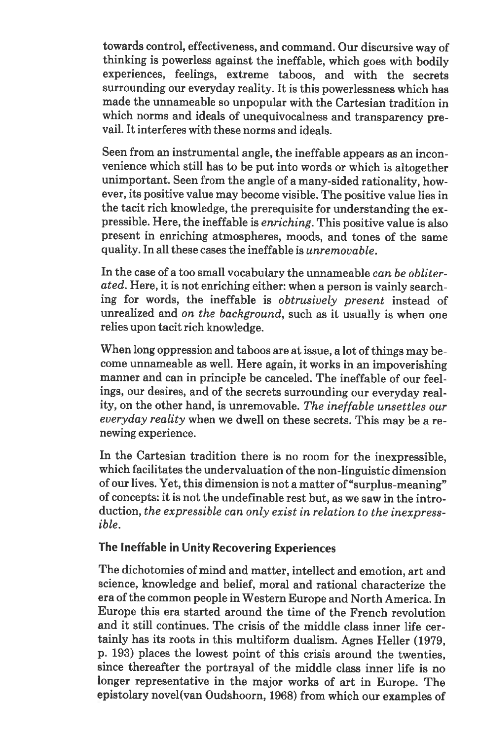towards control, effectiveness, and command. Our discursive way of thinking is powerless against the ineffable, which goes with bodily experiences, feelings, extreme taboos, and with the secrets surrounding our everyday reality. It is this powerlessness which has made the unnameable so unpopular with the Cartesian tradition in which norms and ideals of unequivocalness and transparency prevail. It interferes with these norms and ideals.

Seen from an instrumental angle, the ineffable appears as an inconvenience which still has to be put into words or which is altogether unimportant. Seen from the angle of a many-sided rationality, however, its positive value may become visible. The positive value lies in the tacit rich knowledge, the prerequisite for understanding the expressible. Here, the ineffable is *enriching*. This positive value is also present in enriching atmospheres, moods, and tones of the same quality. In all these cases the ineffable is *unremovable*.

In the case of a too small vocabulary the unnameable *can be obliterated*. Here, it is not enriching either: when a person is vainly searching for words, the ineffable is *obtrusively present* instead of unrealized and *on the background*, such as it usually is when one relies upon tacit rich knowledge.

When long oppression and taboos are at issue, a lot of things may become unnameable as well. Here again, it works in an impoverishing manner and can in principle be canceled. The ineffable of our feelings, our desires, and of the secrets surrounding our everyday reality, on the other hand, is unremovable. *The ineffable unsettles our everyday reality* when we dwell on these secrets. This may be a renewing experience.

In the Cartesian tradition there is no room for the inexpressible, which facilitates the undervaluation of the non-linguistic dimension of our lives. Yet, this dimension is not a matter of "surplus-meaning" of concepts: it is not the undefinable rest but, as we saw in the introduction, *the expressible can only exist in relation to the inexpressible*.

## The Ineffable in Unity Recovering Experiences

The dichotomies of mind and matter, intellect and emotion, art and science, knowledge and belief, moral and rational characterize the era of the common people in Western Europe and North America. In Europe this era started around the time of the French revolution and it still continues. The crisis of the middle class inner life certainly has its roots in this multiform dualism. Agnes Heller (1979, p. 193) places the lowest point of this crisis around the twenties, since thereafter the portrayal of the middle class inner life is no longer representative in the major works of art in Europe. The epistolary novel(van Oudshoorn, 1968) from which our examples of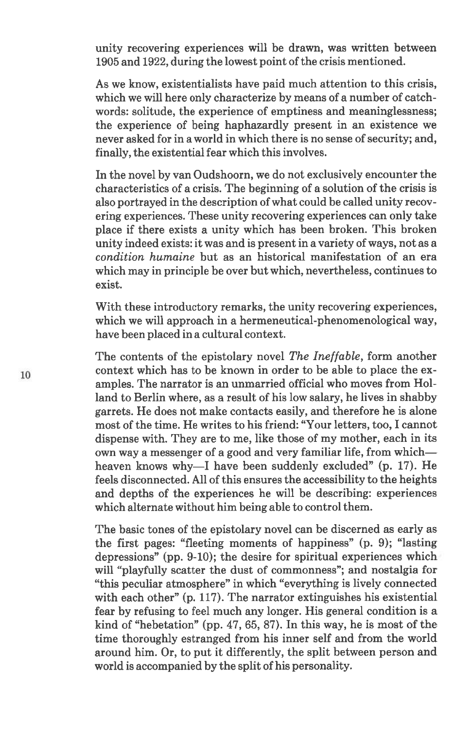unity recovering experiences will be drawn, was written between 1905 and 1922, during the lowest point of the crisis mentioned.

As we know, existentialists have paid much attention to this crisis, which we will here only characterize by means of a number of catchwords: solitude, the experience of emptiness and meaninglessness; the experience of being haphazardly present in an existence we never asked for in a world in which there is no sense of security; and, finally, the existential fear which this involves.

In the novel by van Oudshoorn, we do not exclusively encounter the characteristics of a crisis. The beginning of a solution of the crisis is also portrayed in the description of what could be called unity recovering experiences. These unity recovering experiences can only take place if there exists a unity which has been broken. This broken unity indeed exists: it was and is present in a variety of ways, not as a *condition humaine* but as an historical manifestation of an era which may in principle be over but which, nevertheless, continues to exist.

With these introductory remarks, the unity recovering experiences, which we will approach in a hermeneutical-phenomenological way, have been placed in a cultural context.

The contents of the epistolary novel *The Ineffable*, form another context which has to be known in order to be able to place the examples. The narrator is an unmarried official who moves from Holland to Berlin where, as a result of his low salary, he lives in shabby garrets. He does not make contacts easily, and therefore he is alone most of the time. He writes to his friend: "Your letters, too, I cannot dispense with. They are to me, like those of my mother, each in its own way a messenger of a good and very familiar life, from which—heaven knows why—I have been suddenly excluded" (p. 17). He feels disconnected. All of this ensures the accessibility to the heights and depths of the experiences he will be describing: experiences which alternate without him being able to control them.

The basic tones of the epistolary novel can be discerned as early as the first pages: "fleeting moments of happiness" (p. 9); "lasting depressions" (pp. 9-10); the desire for spiritual experiences which will "playfully scatter the dust of commonness"; and nostalgia for "this peculiar atmosphere" in which "everything is lively connected with each other" (p. 117). The narrator extinguishes his existential fear by refusing to feel much any longer. His general condition is a kind of "hebetation" (pp. 47, 65, 87). In this way, he is most of the time thoroughly estranged from his inner self and from the world around him. Or, to put it differently, the split between person and world is accompanied by the split of his personality.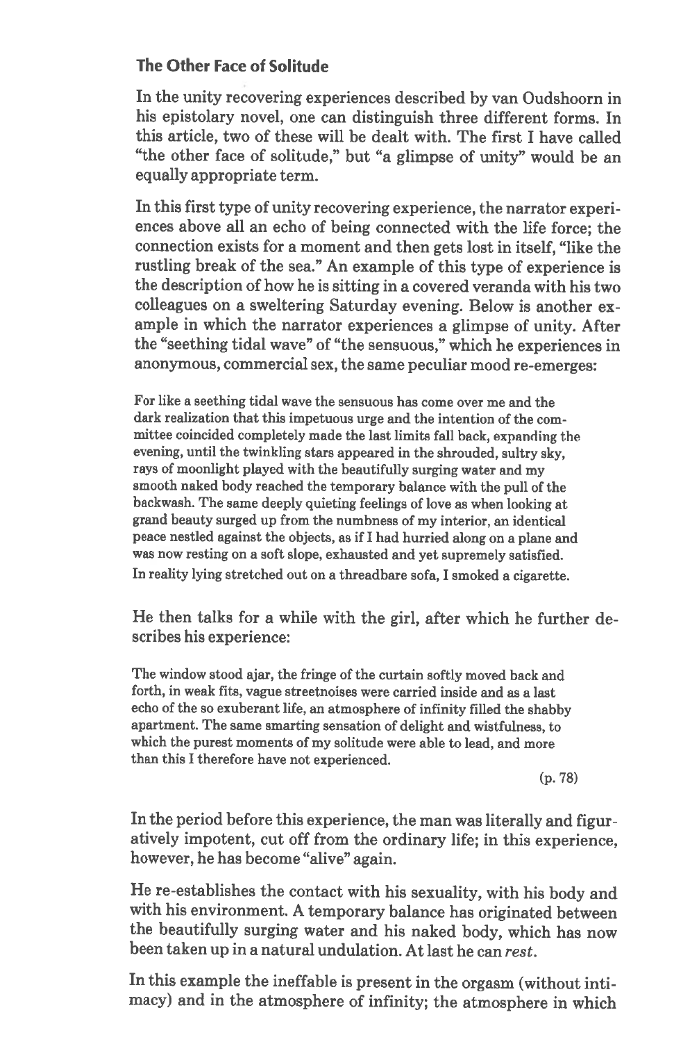## The Other Face of Solitude

In the unity recovering experiences described by van Oudshoorn in his epistolary novel, one can distinguish three different forms. In this article, two of these will be dealt with. The first I have called "the other face of solitude," but "a glimpse of unity" would be an equally appropriate term.

In this first type of unity recovering experience, the narrator experiences above all an echo of being connected with the life force; the connection exists for a moment and then gets lost in itself, "like the rustling break of the sea." An example of this type of experience is the description of how he is sitting in a covered veranda with his two colleagues on a sweltering Saturday evening. Below is another example in which the narrator experiences a glimpse of unity. After the "seething tidal wave" of "the sensuous," which he experiences in anonymous, commercial sex, the same peculiar mood re-emerges:

> For like a seething tidal wave the sensuous has come over me and the dark realization that this impetuous urge and the intention of the committee coincided completely made the last limits fall back, expanding the evening, until the twinkling stars appeared in the shrouded, sultry sky, rays of moonlight played with the beautifully surging water and my smooth naked body reached the temporary balance with the pull of the backwash. The same deeply quieting feelings of love as when looking at grand beauty surged up from the numbness of my interior, an identical peace nestled against the objects, as if I had hurried along on a plane and was now resting on a soft slope, exhausted and yet supremely satisfied. In reality lying stretched out on a threadbare sofa, I smoked a cigarette.

He then talks for a while with the girl, after which he further describes his experience:

> The window stood ajar, the fringe of the curtain softly moved back and forth, in weak fits, vague streetnoises were carried inside and as a last echo of the so exuberant life, an atmosphere of infinity filled the shabby apartment. The same smarting sensation of delight and wistfulness, to which the purest moments of my solitude were able to lead, and more than this I therefore have not experienced.
>
> (p. 78)

In the period before this experience, the man was literally and figuratively impotent, cut off from the ordinary life; in this experience, however, he has become "alive" again.

He re-establishes the contact with his sexuality, with his body and with his environment. A temporary balance has originated between the beautifully surging water and his naked body, which has now been taken up in a natural undulation. At last he can *rest*.

In this example the ineffable is present in the orgasm (without intimacy) and in the atmosphere of infinity; the atmosphere in which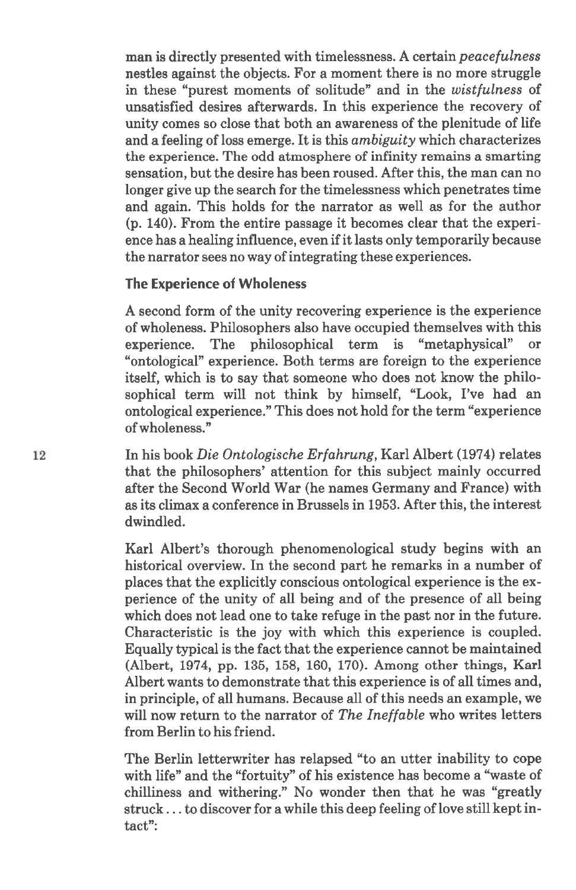man is directly presented with timelessness. A certain *peacefulness* nestles against the objects. For a moment there is no more struggle in these "purest moments of solitude" and in the *wistfulness* of unsatisfied desires afterwards. In this experience the recovery of unity comes so close that both an awareness of the plenitude of life and a feeling of loss emerge. It is this *ambiguity* which characterizes the experience. The odd atmosphere of infinity remains a smarting sensation, but the desire has been roused. After this, the man can no longer give up the search for the timelessness which penetrates time and again. This holds for the narrator as well as for the author (p. 140). From the entire passage it becomes clear that the experience has a healing influence, even if it lasts only temporarily because the narrator sees no way of integrating these experiences.

### The Experience of Wholeness

A second form of the unity recovering experience is the experience of wholeness. Philosophers also have occupied themselves with this experience. The philosophical term is "metaphysical" or "ontological" experience. Both terms are foreign to the experience itself, which is to say that someone who does not know the philosophical term will not think by himself, "Look, I've had an ontological experience." This does not hold for the term "experience of wholeness."

In his book *Die Ontologische Erfahrung*, Karl Albert (1974) relates that the philosophers' attention for this subject mainly occurred after the Second World War (he names Germany and France) with as its climax a conference in Brussels in 1953. After this, the interest dwindled.

Karl Albert's thorough phenomenological study begins with an historical overview. In the second part he remarks in a number of places that the explicitly conscious ontological experience is the experience of the unity of all being and of the presence of all being which does not lead one to take refuge in the past nor in the future. Characteristic is the joy with which this experience is coupled. Equally typical is the fact that the experience cannot be maintained (Albert, 1974, pp. 135, 158, 160, 170). Among other things, Karl Albert wants to demonstrate that this experience is of all times and, in principle, of all humans. Because all of this needs an example, we will now return to the narrator of *The Ineffable* who writes letters from Berlin to his friend.

The Berlin letterwriter has relapsed "to an utter inability to cope with life" and the "fortuity" of his existence has become a "waste of chilliness and withering." No wonder then that he was "greatly struck . . . to discover for a while this deep feeling of love still kept intact":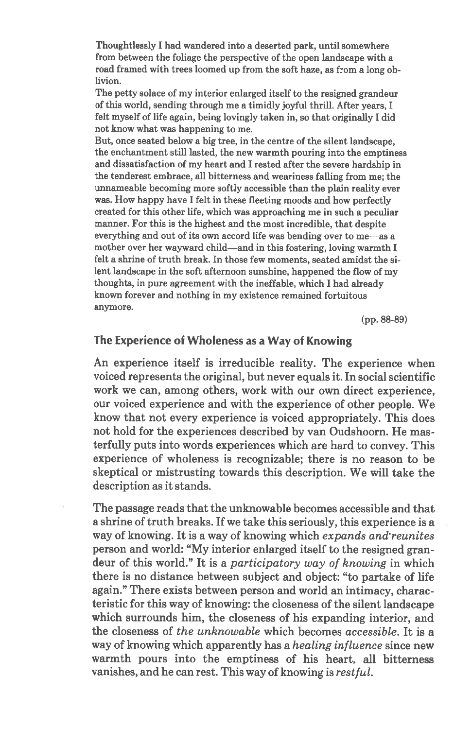> Thoughtlessly I had wandered into a deserted park, until somewhere from between the foliage the perspective of the open landscape with a road framed with trees loomed up from the soft haze, as from a long oblivion.
>
> The petty solace of my interior enlarged itself to the resigned grandeur of this world, sending through me a timidly joyful thrill. After years, I felt myself of life again, being lovingly taken in, so that originally I did not know what was happening to me.
>
> But, once seated below a big tree, in the centre of the silent landscape, the enchantment still lasted, the new warmth pouring into the emptiness and dissatisfaction of my heart and I rested after the severe hardship in the tenderest embrace, all bitterness and weariness falling from me; the unnameable becoming more softly accessible than the plain reality ever was. How happy have I felt in these fleeting moods and how perfectly created for this other life, which was approaching me in such a peculiar manner. For this is the highest and the most incredible, that despite everything and out of its own accord life was bending over to me—as a mother over her wayward child—and in this fostering, loving warmth I felt a shrine of truth break. In those few moments, seated amidst the silent landscape in the soft afternoon sunshine, happened the flow of my thoughts, in pure agreement with the ineffable, which I had already known forever and nothing in my existence remained fortuitous anymore.
>
> (pp. 88-89)

## The Experience of Wholeness as a Way of Knowing

An experience itself is irreducible reality. The experience when voiced represents the original, but never equals it. In social scientific work we can, among others, work with our own direct experience, our voiced experience and with the experience of other people. We know that not every experience is voiced appropriately. This does not hold for the experiences described by van Oudshoorn. He masterfully puts into words experiences which are hard to convey. This experience of wholeness is recognizable; there is no reason to be skeptical or mistrusting towards this description. We will take the description as it stands.

The passage reads that the unknowable becomes accessible and that a shrine of truth breaks. If we take this seriously, this experience is a way of knowing. It is a way of knowing which *expands and reunites* person and world: "My interior enlarged itself to the resigned grandeur of this world." It is a *participatory way of knowing* in which there is no distance between subject and object: "to partake of life again." There exists between person and world an intimacy, characteristic for this way of knowing: the closeness of the silent landscape which surrounds him, the closeness of his expanding interior, and the closeness of *the unknowable* which becomes *accessible*. It is a way of knowing which apparently has a *healing influence* since new warmth pours into the emptiness of his heart, all bitterness vanishes, and he can rest. This way of knowing is *restful*.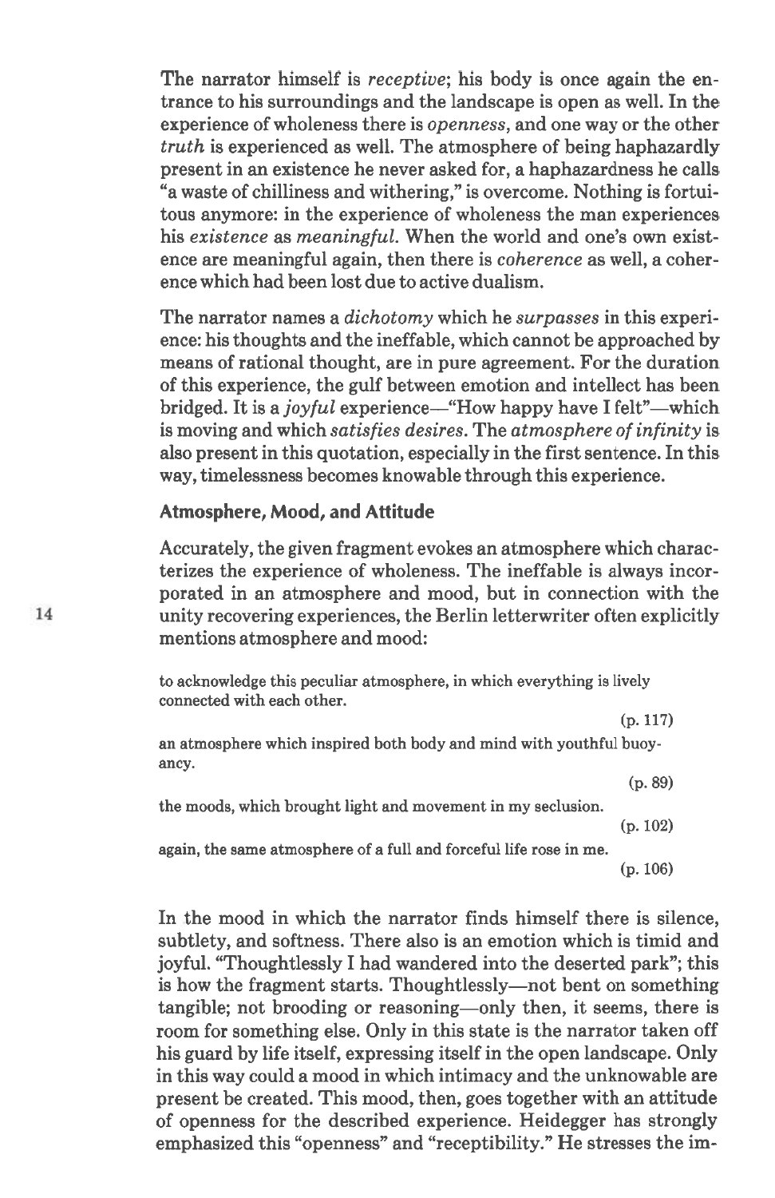The narrator himself is *receptive*; his body is once again the entrance to his surroundings and the landscape is open as well. In the experience of wholeness there is *openness*, and one way or the other *truth* is experienced as well. The atmosphere of being haphazardly present in an existence he never asked for, a haphazardness he calls "a waste of chilliness and withering," is overcome. Nothing is fortuitous anymore: in the experience of wholeness the man experiences his *existence* as *meaningful*. When the world and one's own existence are meaningful again, then there is *coherence* as well, a coherence which had been lost due to active dualism.

The narrator names a *dichotomy* which he *surpasses* in this experience: his thoughts and the ineffable, which cannot be approached by means of rational thought, are in pure agreement. For the duration of this experience, the gulf between emotion and intellect has been bridged. It is a *joyful* experience—"How happy have I felt"—which is moving and which *satisfies desires*. The *atmosphere of infinity* is also present in this quotation, especially in the first sentence. In this way, timelessness becomes knowable through this experience.

### Atmosphere, Mood, and Attitude

Accurately, the given fragment evokes an atmosphere which characterizes the experience of wholeness. The ineffable is always incorporated in an atmosphere and mood, but in connection with the unity recovering experiences, the Berlin letterwriter often explicitly mentions atmosphere and mood:

> to acknowledge this peculiar atmosphere, in which everything is lively connected with each other.
>
> (p. 117)
>
> an atmosphere which inspired both body and mind with youthful buoyancy.
>
> (p. 89)
>
> the moods, which brought light and movement in my seclusion.
>
> (p. 102)
>
> again, the same atmosphere of a full and forceful life rose in me.
>
> (p. 106)

In the mood in which the narrator finds himself there is silence, subtlety, and softness. There also is an emotion which is timid and joyful. "Thoughtlessly I had wandered into the deserted park"; this is how the fragment starts. Thoughtlessly—not bent on something tangible; not brooding or reasoning—only then, it seems, there is room for something else. Only in this state is the narrator taken off his guard by life itself, expressing itself in the open landscape. Only in this way could a mood in which intimacy and the unknowable are present be created. This mood, then, goes together with an attitude of openness for the described experience. Heidegger has strongly emphasized this "openness" and "receptibility." He stresses the im-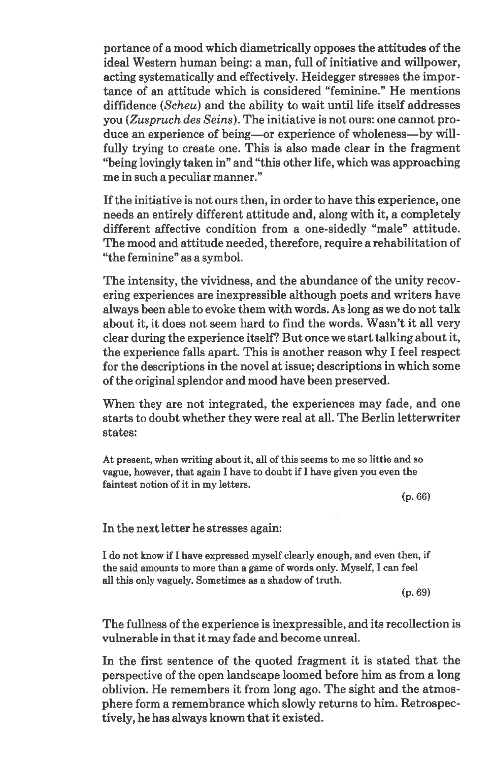portance of a mood which diametrically opposes the attitudes of the ideal Western human being: a man, full of initiative and willpower, acting systematically and effectively. Heidegger stresses the importance of an attitude which is considered "feminine." He mentions diffidence (*Scheu*) and the ability to wait until life itself addresses you (*Zuspruch des Seins*). The initiative is not ours: one cannot produce an experience of being—or experience of wholeness—by willfully trying to create one. This is also made clear in the fragment "being lovingly taken in" and "this other life, which was approaching me in such a peculiar manner."

If the initiative is not ours then, in order to have this experience, one needs an entirely different attitude and, along with it, a completely different affective condition from a one-sidedly "male" attitude. The mood and attitude needed, therefore, require a rehabilitation of "the feminine" as a symbol.

The intensity, the vividness, and the abundance of the unity recovering experiences are inexpressible although poets and writers have always been able to evoke them with words. As long as we do not talk about it, it does not seem hard to find the words. Wasn't it all very clear during the experience itself? But once we start talking about it, the experience falls apart. This is another reason why I feel respect for the descriptions in the novel at issue; descriptions in which some of the original splendor and mood have been preserved.

When they are not integrated, the experiences may fade, and one starts to doubt whether they were real at all. The Berlin letterwriter states:

> At present, when writing about it, all of this seems to me so little and so vague, however, that again I have to doubt if I have given you even the faintest notion of it in my letters.
>
> (p. 66)

In the next letter he stresses again:

> I do not know if I have expressed myself clearly enough, and even then, if the said amounts to more than a game of words only. Myself, I can feel all this only vaguely. Sometimes as a shadow of truth.
>
> (p. 69)

The fullness of the experience is inexpressible, and its recollection is vulnerable in that it may fade and become unreal.

In the first sentence of the quoted fragment it is stated that the perspective of the open landscape loomed before him as from a long oblivion. He remembers it from long ago. The sight and the atmosphere form a remembrance which slowly returns to him. Retrospectively, he has always known that it existed.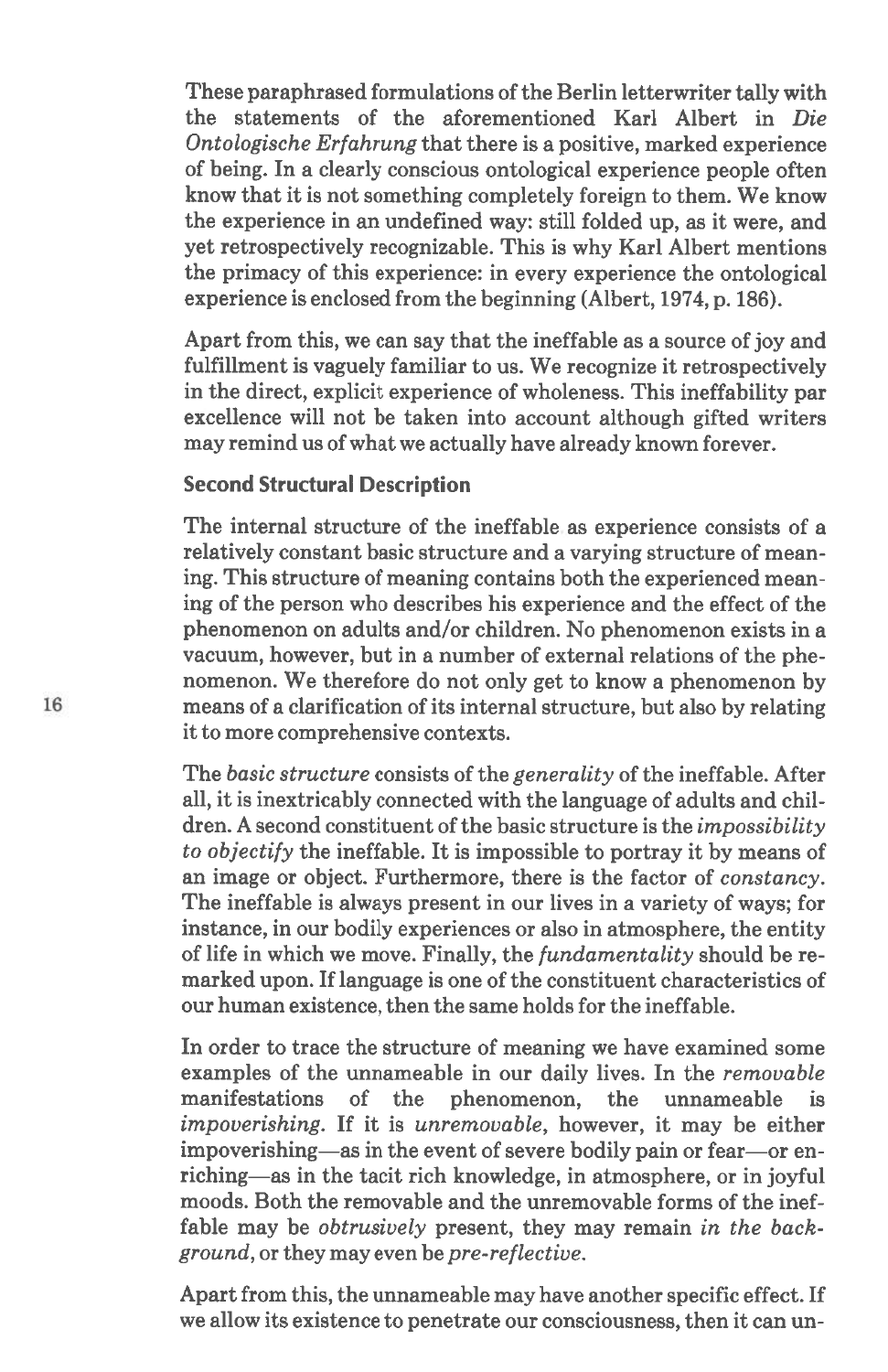These paraphrased formulations of the Berlin letterwriter tally with the statements of the aforementioned Karl Albert in *Die Ontologische Erfahrung* that there is a positive, marked experience of being. In a clearly conscious ontological experience people often know that it is not something completely foreign to them. We know the experience in an undefined way: still folded up, as it were, and yet retrospectively recognizable. This is why Karl Albert mentions the primacy of this experience: in every experience the ontological experience is enclosed from the beginning (Albert, 1974, p. 186).

Apart from this, we can say that the ineffable as a source of joy and fulfillment is vaguely familiar to us. We recognize it retrospectively in the direct, explicit experience of wholeness. This ineffability par excellence will not be taken into account although gifted writers may remind us of what we actually have already known forever.

### Second Structural Description

The internal structure of the ineffable as experience consists of a relatively constant basic structure and a varying structure of meaning. This structure of meaning contains both the experienced meaning of the person who describes his experience and the effect of the phenomenon on adults and/or children. No phenomenon exists in a vacuum, however, but in a number of external relations of the phenomenon. We therefore do not only get to know a phenomenon by means of a clarification of its internal structure, but also by relating it to more comprehensive contexts.

The *basic structure* consists of the *generality* of the ineffable. After all, it is inextricably connected with the language of adults and children. A second constituent of the basic structure is the *impossibility to objectify* the ineffable. It is impossible to portray it by means of an image or object. Furthermore, there is the factor of *constancy*. The ineffable is always present in our lives in a variety of ways; for instance, in our bodily experiences or also in atmosphere, the entity of life in which we move. Finally, the *fundamentality* should be remarked upon. If language is one of the constituent characteristics of our human existence, then the same holds for the ineffable.

In order to trace the structure of meaning we have examined some examples of the unnameable in our daily lives. In the *removable* manifestations of the phenomenon, the unnameable is *impoverishing*. If it is *unremovable*, however, it may be either impoverishing—as in the event of severe bodily pain or fear—or enriching—as in the tacit rich knowledge, in atmosphere, or in joyful moods. Both the removable and the unremovable forms of the ineffable may be *obtrusively* present, they may remain *in the background*, or they may even be *pre-reflective*.

Apart from this, the unnameable may have another specific effect. If we allow its existence to penetrate our consciousness, then it can un-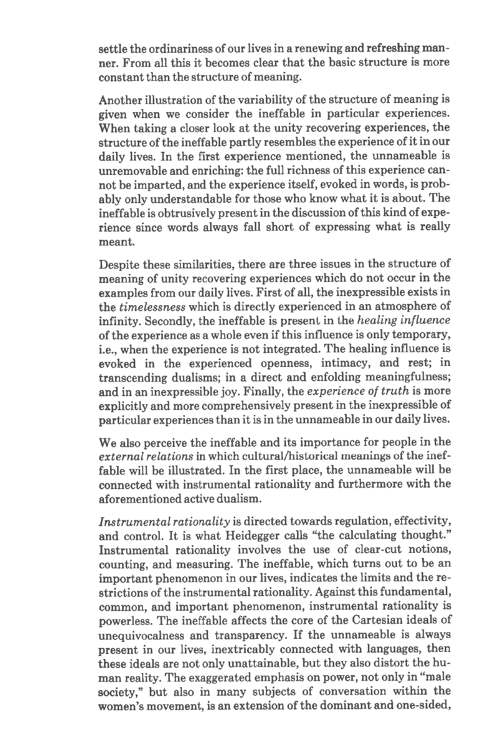settle the ordinariness of our lives in a renewing and refreshing manner. From all this it becomes clear that the basic structure is more constant than the structure of meaning.

Another illustration of the variability of the structure of meaning is given when we consider the ineffable in particular experiences. When taking a closer look at the unity recovering experiences, the structure of the ineffable partly resembles the experience of it in our daily lives. In the first experience mentioned, the unnameable is unremovable and enriching: the full richness of this experience cannot be imparted, and the experience itself, evoked in words, is probably only understandable for those who know what it is about. The ineffable is obtrusively present in the discussion of this kind of experience since words always fall short of expressing what is really meant.

Despite these similarities, there are three issues in the structure of meaning of unity recovering experiences which do not occur in the examples from our daily lives. First of all, the inexpressible exists in the *timelessness* which is directly experienced in an atmosphere of infinity. Secondly, the ineffable is present in the *healing influence* of the experience as a whole even if this influence is only temporary, i.e., when the experience is not integrated. The healing influence is evoked in the experienced openness, intimacy, and rest; in transcending dualisms; in a direct and enfolding meaningfulness; and in an inexpressible joy. Finally, the *experience of truth* is more explicitly and more comprehensively present in the inexpressible of particular experiences than it is in the unnameable in our daily lives.

We also perceive the ineffable and its importance for people in the *external relations* in which cultural/historical meanings of the ineffable will be illustrated. In the first place, the unnameable will be connected with instrumental rationality and furthermore with the aforementioned active dualism.

*Instrumental rationality* is directed towards regulation, effectivity, and control. It is what Heidegger calls "the calculating thought." Instrumental rationality involves the use of clear-cut notions, counting, and measuring. The ineffable, which turns out to be an important phenomenon in our lives, indicates the limits and the restrictions of the instrumental rationality. Against this fundamental, common, and important phenomenon, instrumental rationality is powerless. The ineffable affects the core of the Cartesian ideals of unequivocalness and transparency. If the unnameable is always present in our lives, inextricably connected with languages, then these ideals are not only unattainable, but they also distort the human reality. The exaggerated emphasis on power, not only in "male society," but also in many subjects of conversation within the women's movement, is an extension of the dominant and one-sided,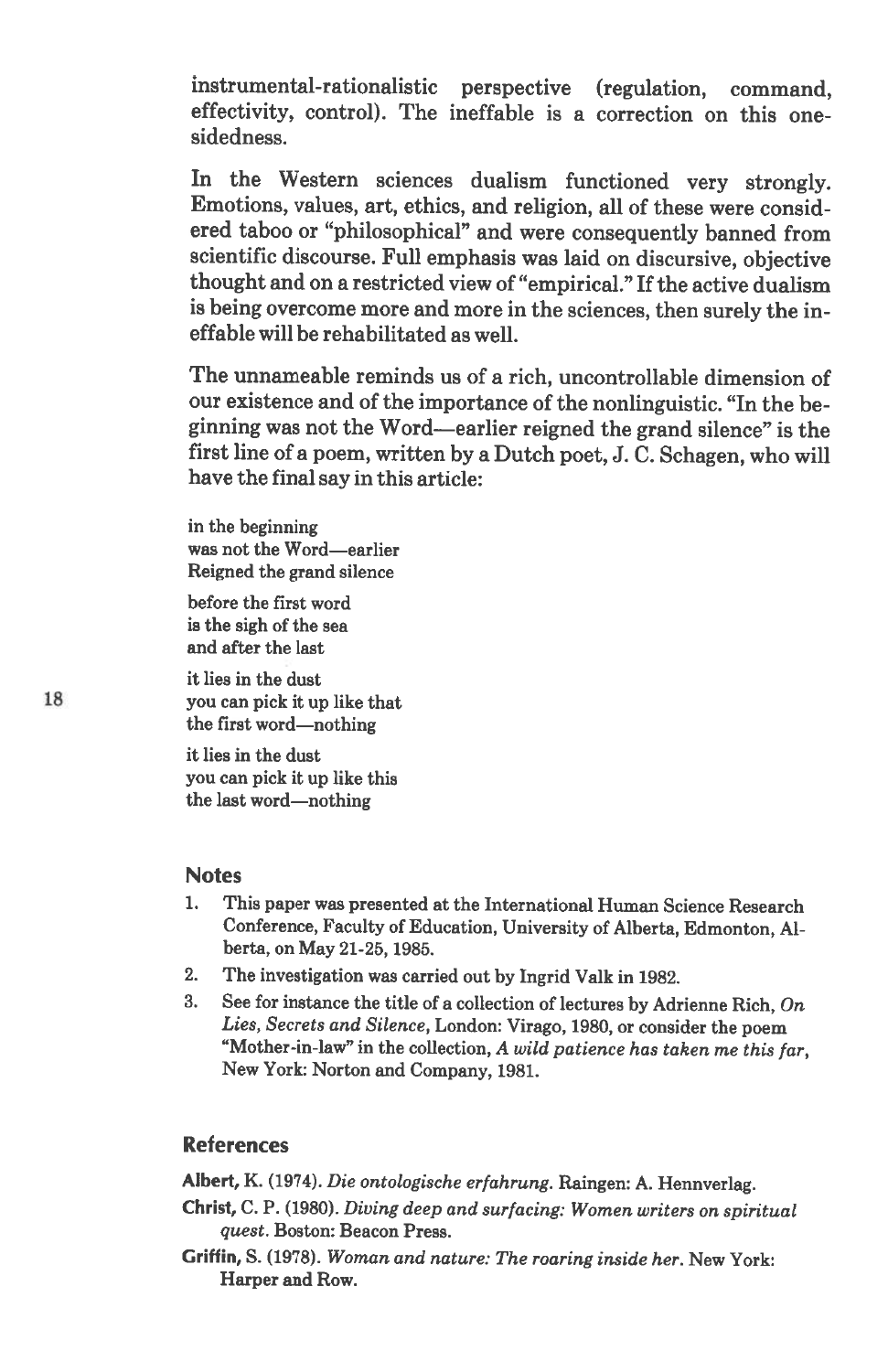instrumental-rationalistic perspective (regulation, command, effectivity, control). The ineffable is a correction on this one-sidedness.

In the Western sciences dualism functioned very strongly. Emotions, values, art, ethics, and religion, all of these were considered taboo or "philosophical" and were consequently banned from scientific discourse. Full emphasis was laid on discursive, objective thought and on a restricted view of "empirical." If the active dualism is being overcome more and more in the sciences, then surely the ineffable will be rehabilitated as well.

The unnameable reminds us of a rich, uncontrollable dimension of our existence and of the importance of the nonlinguistic. "In the beginning was not the Word—earlier reigned the grand silence" is the first line of a poem, written by a Dutch poet, J. C. Schagen, who will have the final say in this article:

in the beginning  
was not the Word—earlier  
Reigned the grand silence

before the first word  
is the sigh of the sea  
and after the last

it lies in the dust  
you can pick it up like that  
the first word—nothing

it lies in the dust  
you can pick it up like this  
the last word—nothing

## Notes

1. This paper was presented at the International Human Science Research Conference, Faculty of Education, University of Alberta, Edmonton, Alberta, on May 21-25, 1985.
2. The investigation was carried out by Ingrid Valk in 1982.
3. See for instance the title of a collection of lectures by Adrienne Rich, *On Lies, Secrets and Silence*, London: Virago, 1980, or consider the poem "Mother-in-law" in the collection, *A wild patience has taken me this far*, New York: Norton and Company, 1981.

## References

**Albert,** K. (1974). *Die ontologische erfahrung*. Raingen: A. Hennverlag.

**Christ,** C. P. (1980). *Diving deep and surfacing: Women writers on spiritual quest*. Boston: Beacon Press.

**Griffin,** S. (1978). *Woman and nature: The roaring inside her*. New York: Harper and Row.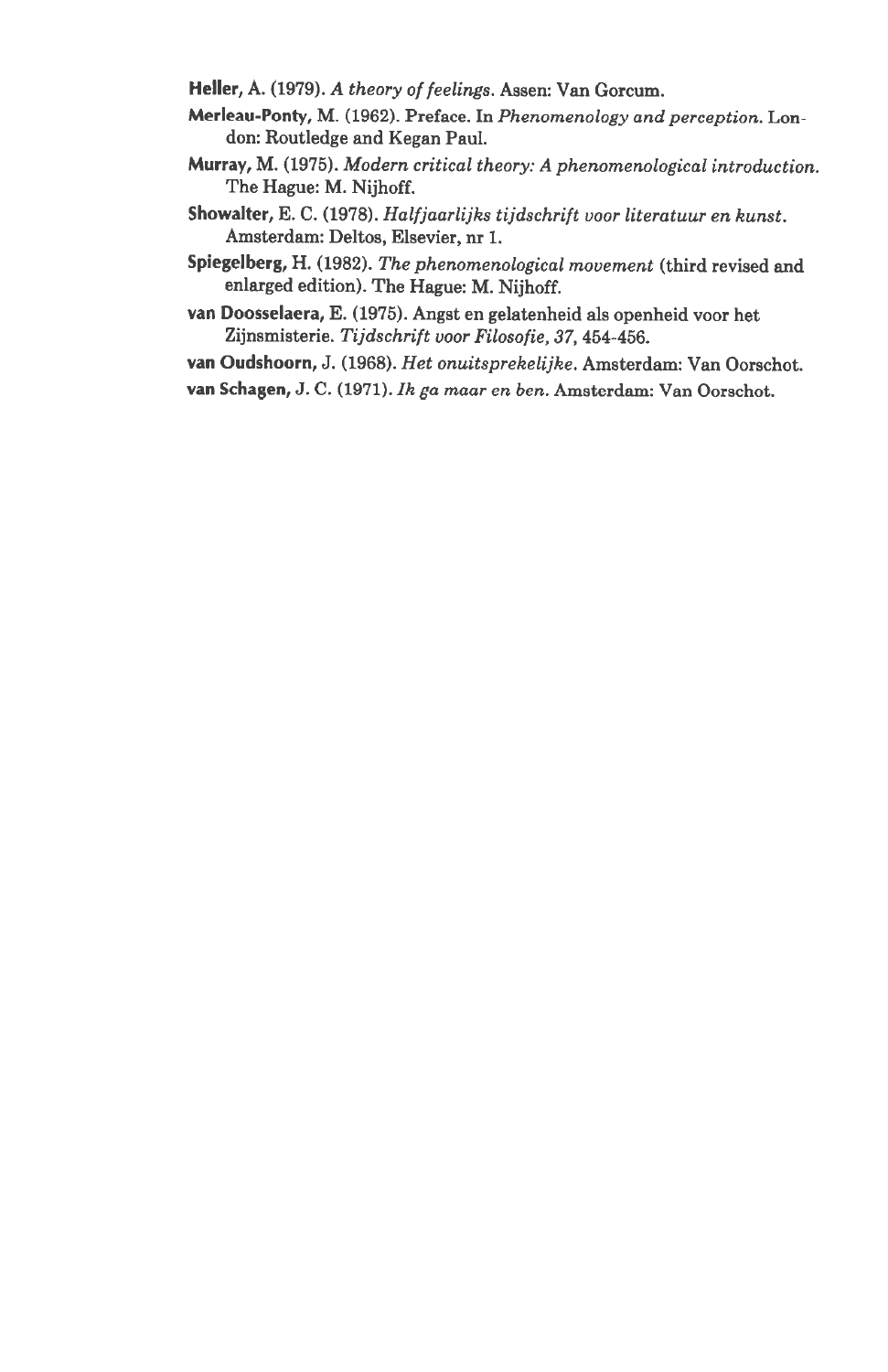**Heller,** A. (1979). *A theory of feelings*. Assen: Van Gorcum.

**Merleau-Ponty,** M. (1962). Preface. In *Phenomenology and perception*. London: Routledge and Kegan Paul.

**Murray,** M. (1975). *Modern critical theory: A phenomenological introduction*. The Hague: M. Nijhoff.

**Showalter,** E. C. (1978). *Halfjaarlijks tijdschrift voor literatuur en kunst*. Amsterdam: Deltos, Elsevier, nr 1.

**Spiegelberg,** H. (1982). *The phenomenological movement* (third revised and enlarged edition). The Hague: M. Nijhoff.

**van Doosselaera,** E. (1975). Angst en gelatenheid als openheid voor het Zijnsmisterie. *Tijdschrift voor Filosofie, 37*, 454-456.

**van Oudshoorn,** J. (1968). *Het onuitsprekelijke*. Amsterdam: Van Oorschot.

**van Schagen,** J. C. (1971). *Ik ga maar en ben*. Amsterdam: Van Oorschot.